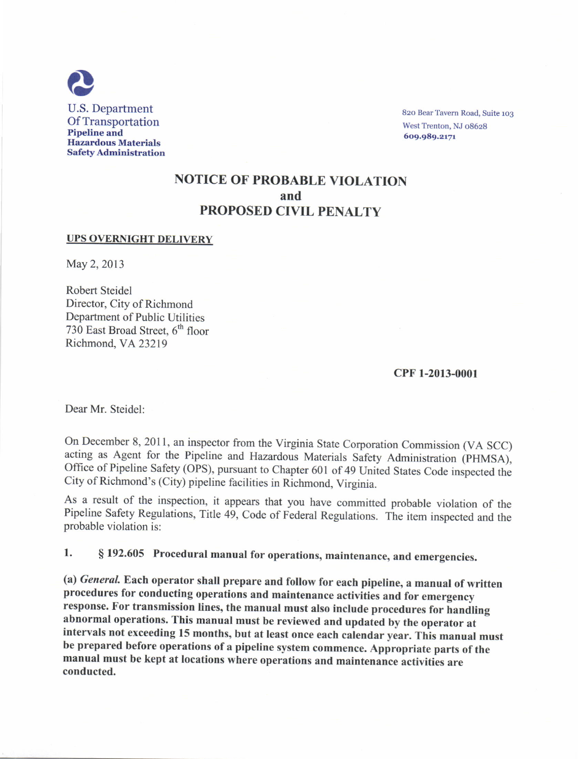U.S. Department
Of Transportation
**Pipeline and**
**Hazardous Materials**
**Safety Administration**

820 Bear Tavern Road, Suite 103
West Trenton, NJ 08628
**609.989.2171**

# NOTICE OF PROBABLE VIOLATION
# and
# PROPOSED CIVIL PENALTY

**UPS OVERNIGHT DELIVERY**

May 2, 2013

Robert Steidel
Director, City of Richmond
Department of Public Utilities
730 East Broad Street, 6th floor
Richmond, VA 23219

**CPF 1-2013-0001**

Dear Mr. Steidel:

On December 8, 2011, an inspector from the Virginia State Corporation Commission (VA SCC) acting as Agent for the Pipeline and Hazardous Materials Safety Administration (PHMSA), Office of Pipeline Safety (OPS), pursuant to Chapter 601 of 49 United States Code inspected the City of Richmond's (City) pipeline facilities in Richmond, Virginia.

As a result of the inspection, it appears that you have committed probable violation of the Pipeline Safety Regulations, Title 49, Code of Federal Regulations. The item inspected and the probable violation is:

**1. § 192.605 Procedural manual for operations, maintenance, and emergencies.**

**(a) *General.* Each operator shall prepare and follow for each pipeline, a manual of written procedures for conducting operations and maintenance activities and for emergency response. For transmission lines, the manual must also include procedures for handling abnormal operations. This manual must be reviewed and updated by the operator at intervals not exceeding 15 months, but at least once each calendar year. This manual must be prepared before operations of a pipeline system commence. Appropriate parts of the manual must be kept at locations where operations and maintenance activities are conducted.**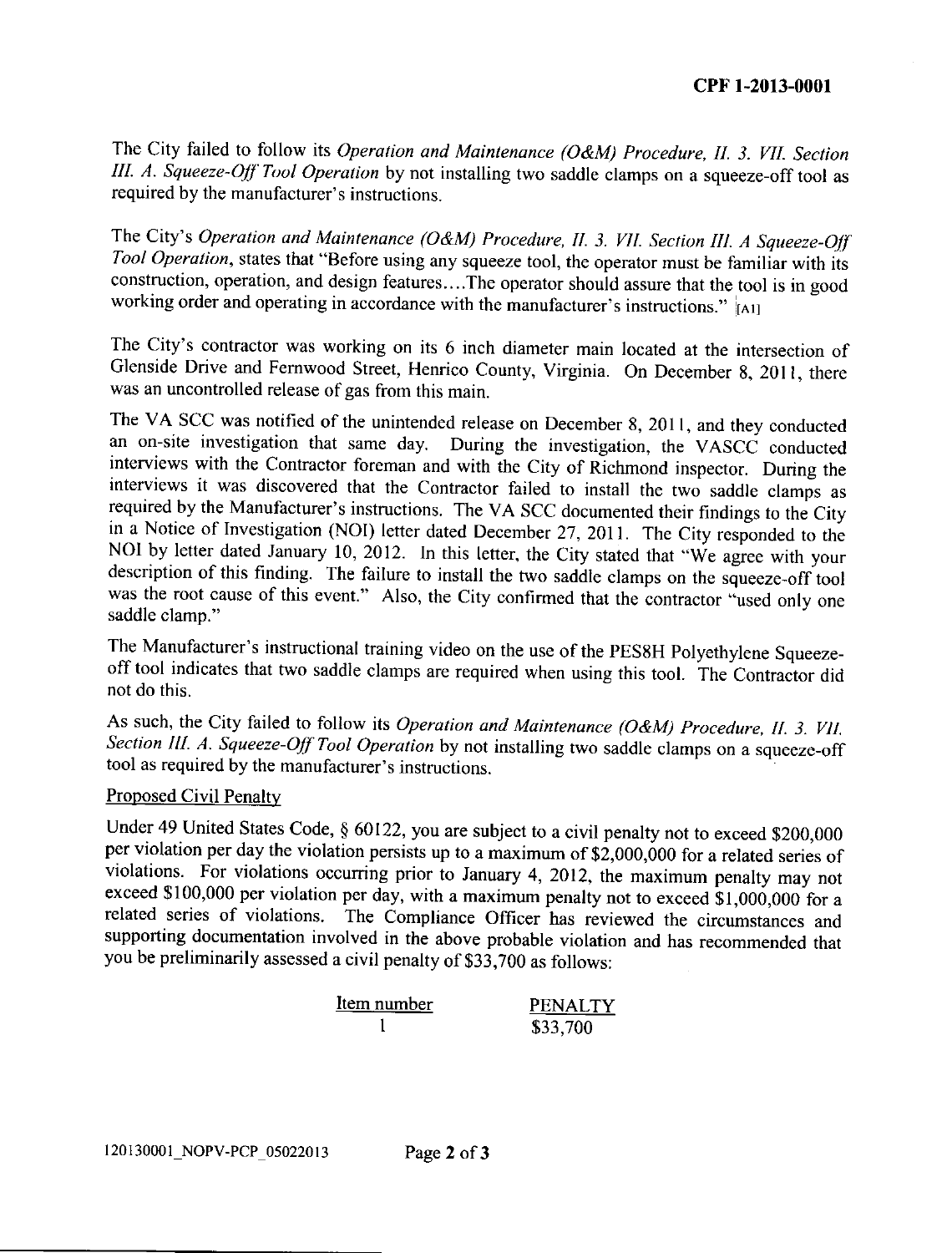The City failed to follow its *Operation and Maintenance (O&M) Procedure, II. 3. VII. Section III. A. Squeeze-Off Tool Operation* by not installing two saddle clamps on a squeeze-off tool as required by the manufacturer's instructions.

The City's *Operation and Maintenance (O&M) Procedure, II. 3. VII. Section III. A Squeeze-Off Tool Operation*, states that "Before using any squeeze tool, the operator must be familiar with its construction, operation, and design features....The operator should assure that the tool is in good working order and operating in accordance with the manufacturer's instructions." [A1]

The City's contractor was working on its 6 inch diameter main located at the intersection of Glenside Drive and Fernwood Street, Henrico County, Virginia. On December 8, 2011, there was an uncontrolled release of gas from this main.

The VA SCC was notified of the unintended release on December 8, 2011, and they conducted an on-site investigation that same day. During the investigation, the VASCC conducted interviews with the Contractor foreman and with the City of Richmond inspector. During the interviews it was discovered that the Contractor failed to install the two saddle clamps as required by the Manufacturer's instructions. The VA SCC documented their findings to the City in a Notice of Investigation (NOI) letter dated December 27, 2011. The City responded to the NOI by letter dated January 10, 2012. In this letter, the City stated that "We agree with your description of this finding. The failure to install the two saddle clamps on the squeeze-off tool was the root cause of this event." Also, the City confirmed that the contractor "used only one saddle clamp."

The Manufacturer's instructional training video on the use of the PES8H Polyethylene Squeeze-off tool indicates that two saddle clamps are required when using this tool. The Contractor did not do this.

As such, the City failed to follow its *Operation and Maintenance (O&M) Procedure, II. 3. VII. Section III. A. Squeeze-Off Tool Operation* by not installing two saddle clamps on a squeeze-off tool as required by the manufacturer's instructions.

Proposed Civil Penalty

Under 49 United States Code, § 60122, you are subject to a civil penalty not to exceed $200,000 per violation per day the violation persists up to a maximum of $2,000,000 for a related series of violations. For violations occurring prior to January 4, 2012, the maximum penalty may not exceed $100,000 per violation per day, with a maximum penalty not to exceed $1,000,000 for a related series of violations. The Compliance Officer has reviewed the circumstances and supporting documentation involved in the above probable violation and has recommended that you be preliminarily assessed a civil penalty of $33,700 as follows:

| Item number | PENALTY |
|---|---|
| 1 | $33,700 |

120130001_NOPV-PCP_05022013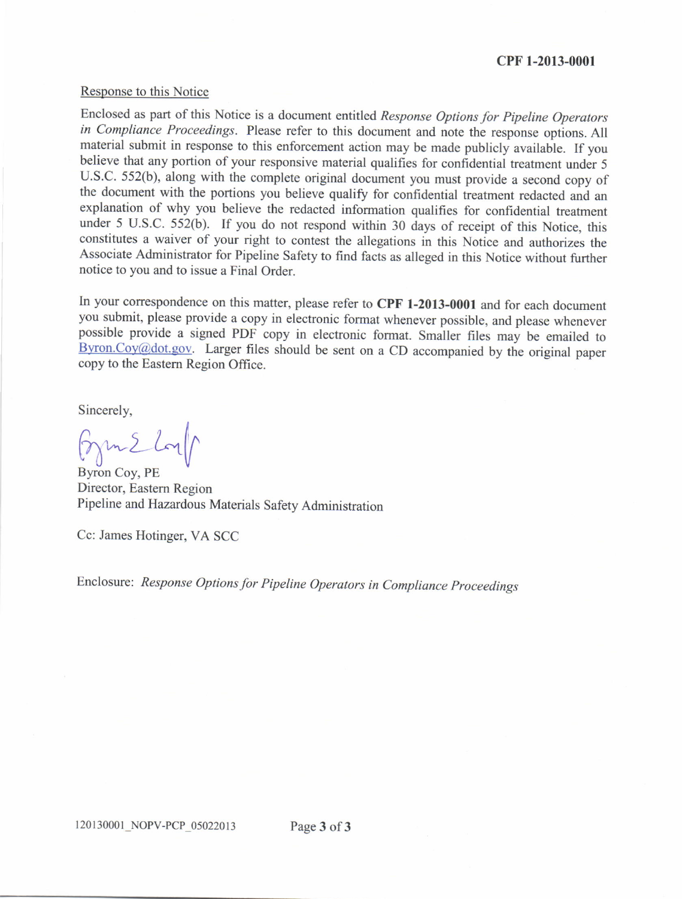**CPF 1-2013-0001**

Response to this Notice

Enclosed as part of this Notice is a document entitled *Response Options for Pipeline Operators in Compliance Proceedings*. Please refer to this document and note the response options. All material submit in response to this enforcement action may be made publicly available. If you believe that any portion of your responsive material qualifies for confidential treatment under 5 U.S.C. 552(b), along with the complete original document you must provide a second copy of the document with the portions you believe qualify for confidential treatment redacted and an explanation of why you believe the redacted information qualifies for confidential treatment under 5 U.S.C. 552(b). If you do not respond within 30 days of receipt of this Notice, this constitutes a waiver of your right to contest the allegations in this Notice and authorizes the Associate Administrator for Pipeline Safety to find facts as alleged in this Notice without further notice to you and to issue a Final Order.

In your correspondence on this matter, please refer to **CPF 1-2013-0001** and for each document you submit, please provide a copy in electronic format whenever possible, and please whenever possible provide a signed PDF copy in electronic format. Smaller files may be emailed to Byron.Coy@dot.gov. Larger files should be sent on a CD accompanied by the original paper copy to the Eastern Region Office.

Sincerely,

Byron Coy, PE
Director, Eastern Region
Pipeline and Hazardous Materials Safety Administration

Cc: James Hotinger, VA SCC

Enclosure: *Response Options for Pipeline Operators in Compliance Proceedings*

120130001_NOPV-PCP_05022013